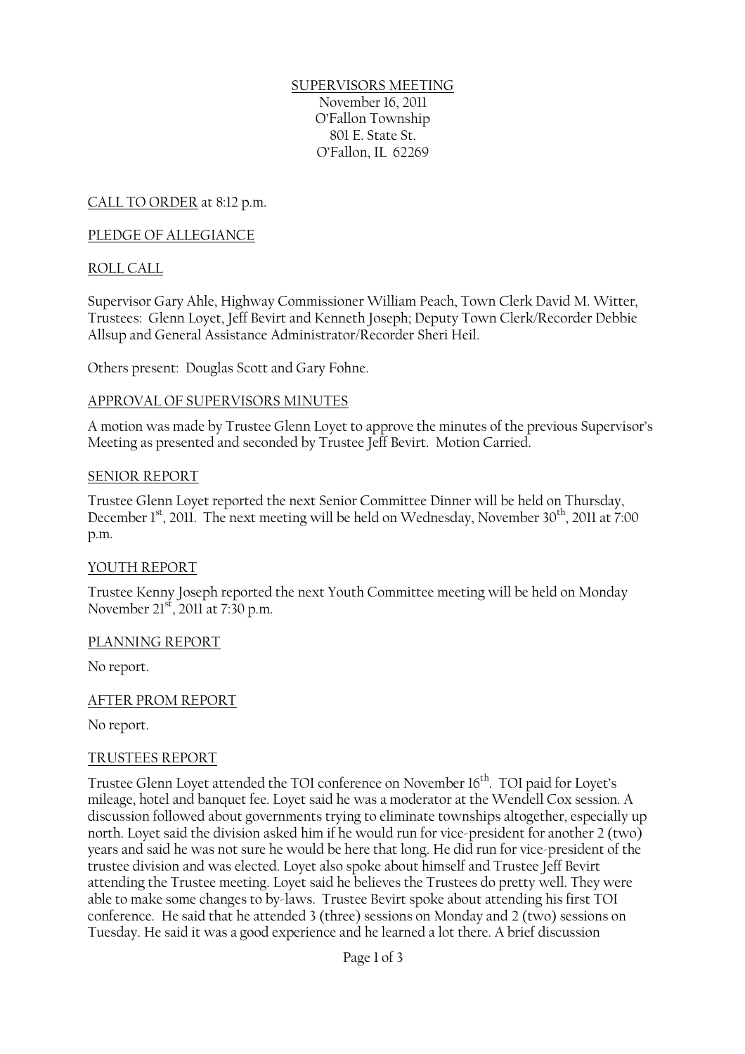SUPERVISORS MEETING
November 16, 2011
O'Fallon Township
801 E. State St.
O'Fallon, IL 62269

CALL TO ORDER at 8:12 p.m.

PLEDGE OF ALLEGIANCE

ROLL CALL

Supervisor Gary Ahle, Highway Commissioner William Peach, Town Clerk David M. Witter, Trustees: Glenn Loyet, Jeff Bevirt and Kenneth Joseph; Deputy Town Clerk/Recorder Debbie Allsup and General Assistance Administrator/Recorder Sheri Heil.

Others present: Douglas Scott and Gary Fohne.

APPROVAL OF SUPERVISORS MINUTES

A motion was made by Trustee Glenn Loyet to approve the minutes of the previous Supervisor's Meeting as presented and seconded by Trustee Jeff Bevirt. Motion Carried.

SENIOR REPORT

Trustee Glenn Loyet reported the next Senior Committee Dinner will be held on Thursday, December 1st, 2011. The next meeting will be held on Wednesday, November 30th, 2011 at 7:00 p.m.

YOUTH REPORT

Trustee Kenny Joseph reported the next Youth Committee meeting will be held on Monday November 21st, 2011 at 7:30 p.m.

PLANNING REPORT

No report.

AFTER PROM REPORT

No report.

TRUSTEES REPORT

Trustee Glenn Loyet attended the TOI conference on November 16th. TOI paid for Loyet's mileage, hotel and banquet fee. Loyet said he was a moderator at the Wendell Cox session. A discussion followed about governments trying to eliminate townships altogether, especially up north. Loyet said the division asked him if he would run for vice-president for another 2 (two) years and said he was not sure he would be here that long. He did run for vice-president of the trustee division and was elected. Loyet also spoke about himself and Trustee Jeff Bevirt attending the Trustee meeting. Loyet said he believes the Trustees do pretty well. They were able to make some changes to by-laws. Trustee Bevirt spoke about attending his first TOI conference. He said that he attended 3 (three) sessions on Monday and 2 (two) sessions on Tuesday. He said it was a good experience and he learned a lot there. A brief discussion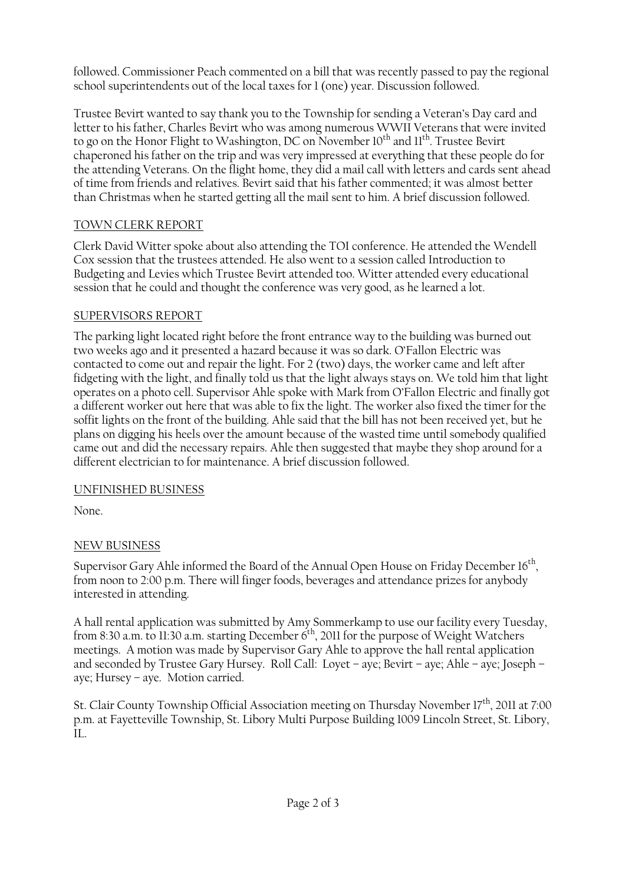followed. Commissioner Peach commented on a bill that was recently passed to pay the regional school superintendents out of the local taxes for 1 (one) year. Discussion followed.

Trustee Bevirt wanted to say thank you to the Township for sending a Veteran's Day card and letter to his father, Charles Bevirt who was among numerous WWII Veterans that were invited to go on the Honor Flight to Washington, DC on November 10th and 11th. Trustee Bevirt chaperoned his father on the trip and was very impressed at everything that these people do for the attending Veterans. On the flight home, they did a mail call with letters and cards sent ahead of time from friends and relatives. Bevirt said that his father commented; it was almost better than Christmas when he started getting all the mail sent to him. A brief discussion followed.

## TOWN CLERK REPORT

Clerk David Witter spoke about also attending the TOI conference. He attended the Wendell Cox session that the trustees attended. He also went to a session called Introduction to Budgeting and Levies which Trustee Bevirt attended too. Witter attended every educational session that he could and thought the conference was very good, as he learned a lot.

## SUPERVISORS REPORT

The parking light located right before the front entrance way to the building was burned out two weeks ago and it presented a hazard because it was so dark. O'Fallon Electric was contacted to come out and repair the light. For 2 (two) days, the worker came and left after fidgeting with the light, and finally told us that the light always stays on. We told him that light operates on a photo cell. Supervisor Ahle spoke with Mark from O'Fallon Electric and finally got a different worker out here that was able to fix the light. The worker also fixed the timer for the soffit lights on the front of the building. Ahle said that the bill has not been received yet, but he plans on digging his heels over the amount because of the wasted time until somebody qualified came out and did the necessary repairs. Ahle then suggested that maybe they shop around for a different electrician to for maintenance. A brief discussion followed.

## UNFINISHED BUSINESS

None.

## NEW BUSINESS

Supervisor Gary Ahle informed the Board of the Annual Open House on Friday December 16th, from noon to 2:00 p.m. There will finger foods, beverages and attendance prizes for anybody interested in attending.

A hall rental application was submitted by Amy Sommerkamp to use our facility every Tuesday, from 8:30 a.m. to 11:30 a.m. starting December 6th, 2011 for the purpose of Weight Watchers meetings. A motion was made by Supervisor Gary Ahle to approve the hall rental application and seconded by Trustee Gary Hursey. Roll Call: Loyet – aye; Bevirt – aye; Ahle – aye; Joseph – aye; Hursey – aye. Motion carried.

St. Clair County Township Official Association meeting on Thursday November 17th, 2011 at 7:00 p.m. at Fayetteville Township, St. Libory Multi Purpose Building 1009 Lincoln Street, St. Libory, IL.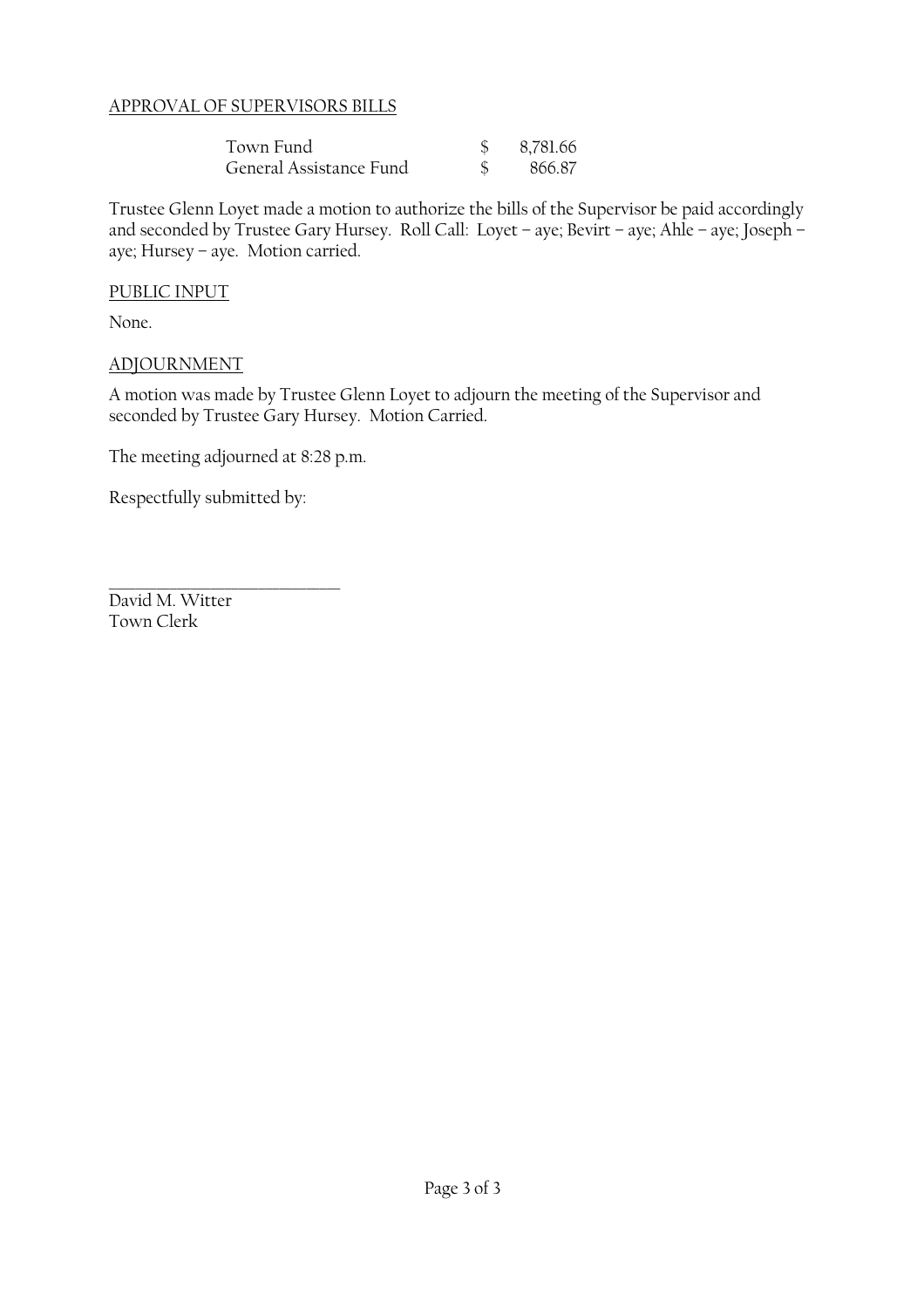APPROVAL OF SUPERVISORS BILLS

| | | |
|---|---|---|
| Town Fund | $ | 8,781.66 |
| General Assistance Fund | $ | 866.87 |

Trustee Glenn Loyet made a motion to authorize the bills of the Supervisor be paid accordingly and seconded by Trustee Gary Hursey. Roll Call: Loyet – aye; Bevirt – aye; Ahle – aye; Joseph – aye; Hursey – aye. Motion carried.

PUBLIC INPUT

None.

ADJOURNMENT

A motion was made by Trustee Glenn Loyet to adjourn the meeting of the Supervisor and seconded by Trustee Gary Hursey. Motion Carried.

The meeting adjourned at 8:28 p.m.

Respectfully submitted by:

______________________________
David M. Witter
Town Clerk